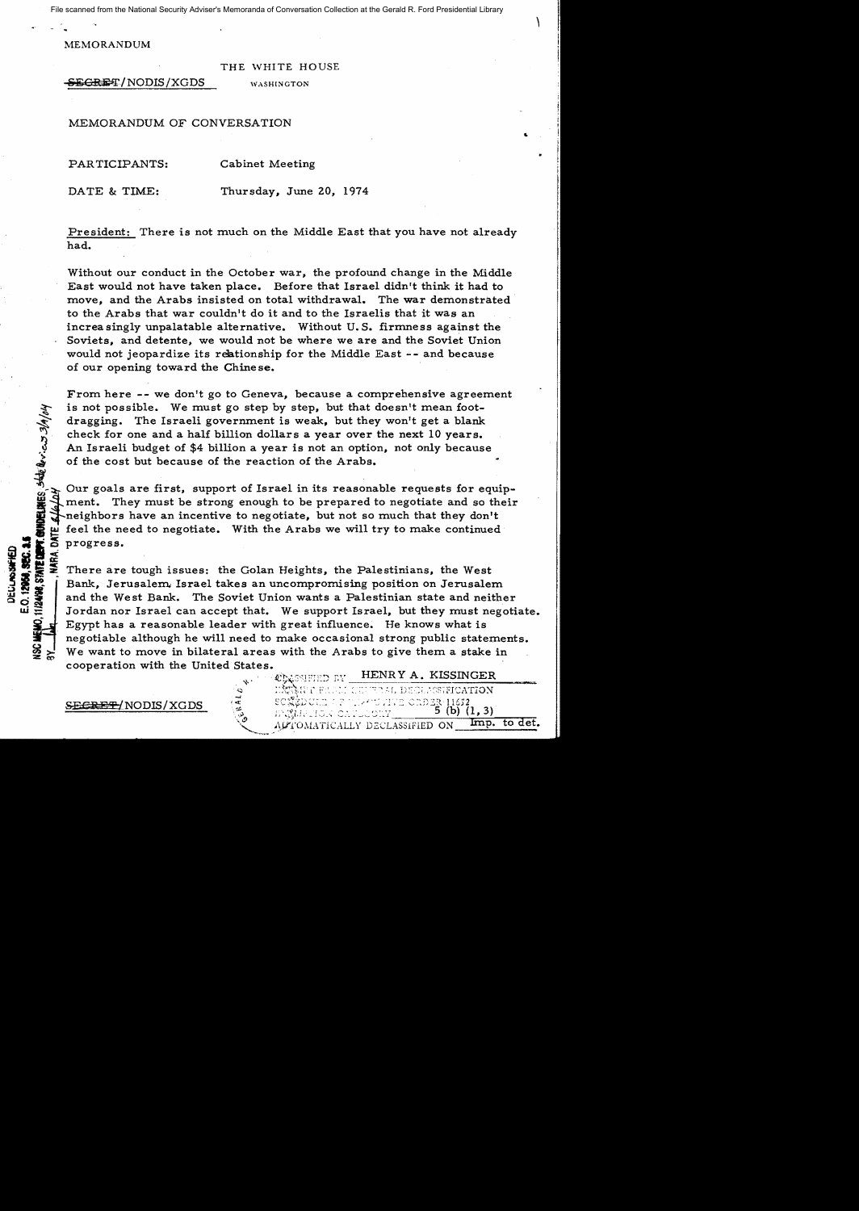File scanned from the National Security Adviser's Memoranda of Conversation Collection at the Gerald R. Ford Presidential Library

MEMORANDUM

THE WHITE HOUSE

~~SECRET~~/NODIS/XGDS WASHINGTON

MEMORANDUM OF CONVERSATION

PARTICIPANTS: Cabinet Meeting

DATE & TIME: Thursday, June 20, 1974

President: There is not much on the Middle East that you have not already had.

Without our conduct in the October war, the profound change in the Middle East would not have taken place. Before that Israel didn't think it had to move, and the Arabs insisted on total withdrawal. The war demonstrated to the Arabs that war couldn't do it and to the Israelis that it was an increasingly unpalatable alternative. Without U.S. firmness against the Soviets, and detente, we would not be where we are and the Soviet Union would not jeopardize its relationship for the Middle East -- and because of our opening toward the Chinese.

From here -- we don't go to Geneva, because a comprehensive agreement is not possible. We must go step by step, but that doesn't mean foot-dragging. The Israeli government is weak, but they won't get a blank check for one and a half billion dollars a year over the next 10 years. An Israeli budget of $4 billion a year is not an option, not only because of the cost but because of the reaction of the Arabs.

Our goals are first, support of Israel in its reasonable requests for equipment. They must be strong enough to be prepared to negotiate and so their neighbors have an incentive to negotiate, but not so much that they don't feel the need to negotiate. With the Arabs we will try to make continued progress.

There are tough issues: the Golan Heights, the Palestinians, the West Bank, Jerusalem. Israel takes an uncompromising position on Jerusalem and the West Bank. The Soviet Union wants a Palestinian state and neither Jordan nor Israel can accept that. We support Israel, but they must negotiate. Egypt has a reasonable leader with great influence. He knows what is negotiable although he will need to make occasional strong public statements. We want to move in bilateral areas with the Arabs to give them a stake in cooperation with the United States.

DECLASSIFIED
E.O. 12958, SEC. 3.5
NSC MEMO, 11/24/98, STATE DEPT. GUIDELINES State Rev. 3/9/04
BY ___ NARA, DATE 6/16/04

CLASSIFIED BY HENRY A. KISSINGER
EXEMPT FROM GENERAL DECLASSIFICATION
SCHEDULE OF EXECUTIVE ORDER 11652
EXEMPTION CATEGORY 5 (b) (1, 3)
AUTOMATICALLY DECLASSIFIED ON Imp. to det.

~~SECRET~~/NODIS/XGDS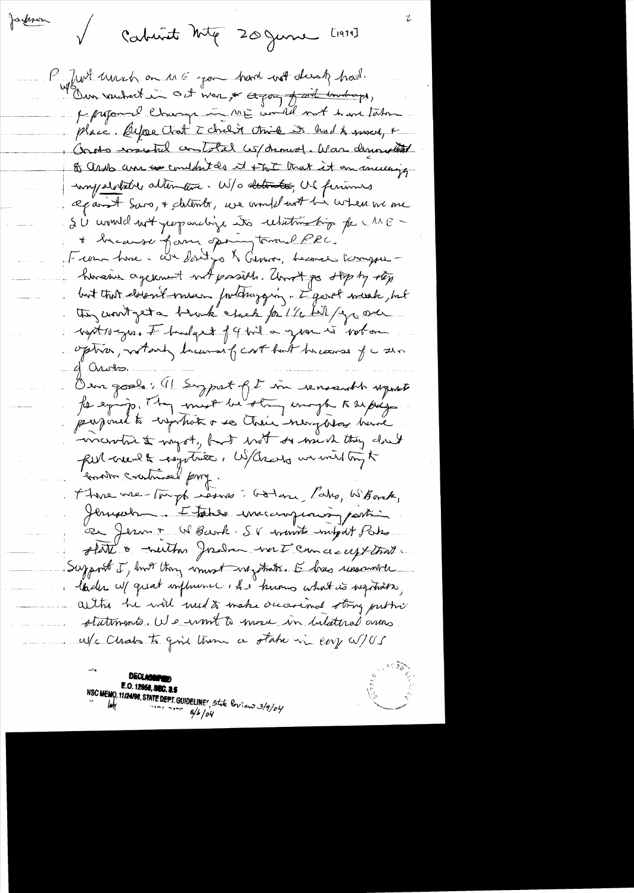Jackson

✓ Cabinet Mtg 20 June [1974]

P Not much on ME you haven't already had.
Our conduct in Oct war, & strategy of withdrawal,
& profound change in ME could not have taken
place. Before that I didn't think it had a chance, &
Arabs wanted control w/Soviet. War demonstrated
to Arabs one couldn't do it & that it an increasingly
unpalatable alternative. W/o detente, US firmness
against Sov, & detente, we would not be where we are
SU would not jeopardize its relationship for ME –
& because of an opening toward PRC.
From here – we don't go to Geneva, because comprehensive
agreement not possible. Won't go step by step
but that doesn't mean footdragging. I got weak, but
they won't get a blank check for 1½ bil/yr over
next 10 yrs. F budget of 4 bil a year is not an
option, not only because of cost but because of a run
of Arabs.
Our goals: (1) Support of I in reasonable request
for equip. They must be strong enough to be prepared to negotiate & so their neighbors have
incentive to negot, but not so much they don't
feel need to negotiate. W/Arabs we want to be
maintain continued prog.
There are tough issues: Golan, Pals, W Bank,
Jerusalem. I take unaccompanying position
on Jerus & W Bank. SU wants ind.PLO
state & neither Jordan nor I can accept that.
Support I, but they must negotiate. E has reasonable
leader w/ great influence. He knows what is negotiable,
altho he will need to make occasional strong public
statements. We want to move in bilateral areas
w/ Arabs to give them a stake in cooperation w/US